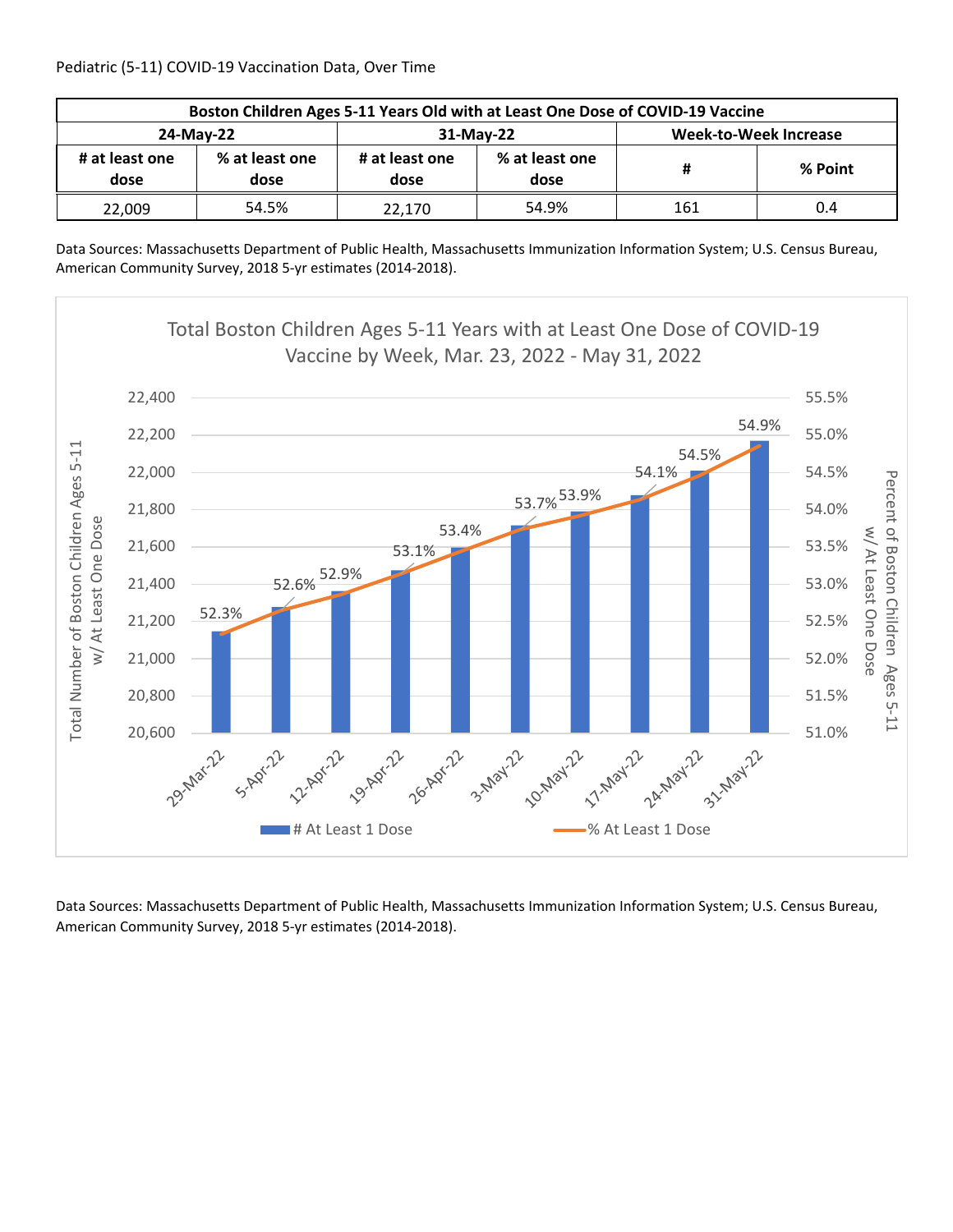Pediatric (5-11) COVID-19 Vaccination Data, Over Time

| Boston Children Ages 5-11 Years Old with at Least One Dose of COVID-19 Vaccine | | | | | |
|---|---|---|---|---|---|
| 24-May-22 | | 31-May-22 | | Week-to-Week Increase | |
| # at least one dose | % at least one dose | # at least one dose | % at least one dose | # | % Point |
| 22,009 | 54.5% | 22,170 | 54.9% | 161 | 0.4 |

Data Sources: Massachusetts Department of Public Health, Massachusetts Immunization Information System; U.S. Census Bureau, American Community Survey, 2018 5-yr estimates (2014-2018).

Total Boston Children Ages 5-11 Years with at Least One Dose of COVID-19 Vaccine by Week, Mar. 23, 2022 - May 31, 2022

| Week | % At Least 1 Dose |
|---|---|
| 29-Mar-22 | 52.3% |
| 5-Apr-22 | 52.6% |
| 12-Apr-22 | 52.9% |
| 19-Apr-22 | 53.1% |
| 26-Apr-22 | 53.4% |
| 3-May-22 | 53.7% |
| 10-May-22 | 53.9% |
| 17-May-22 | 54.1% |
| 24-May-22 | 54.5% |
| 31-May-22 | 54.9% |

Left axis: Total Number of Boston Children Ages 5-11 w/ At Least One Dose (20,600 – 22,400). Right axis: Percent of Boston Children Ages 5-11 w/ At Least One Dose (51.0% – 55.5%). Legend: # At Least 1 Dose; % At Least 1 Dose.

Data Sources: Massachusetts Department of Public Health, Massachusetts Immunization Information System; U.S. Census Bureau, American Community Survey, 2018 5-yr estimates (2014-2018).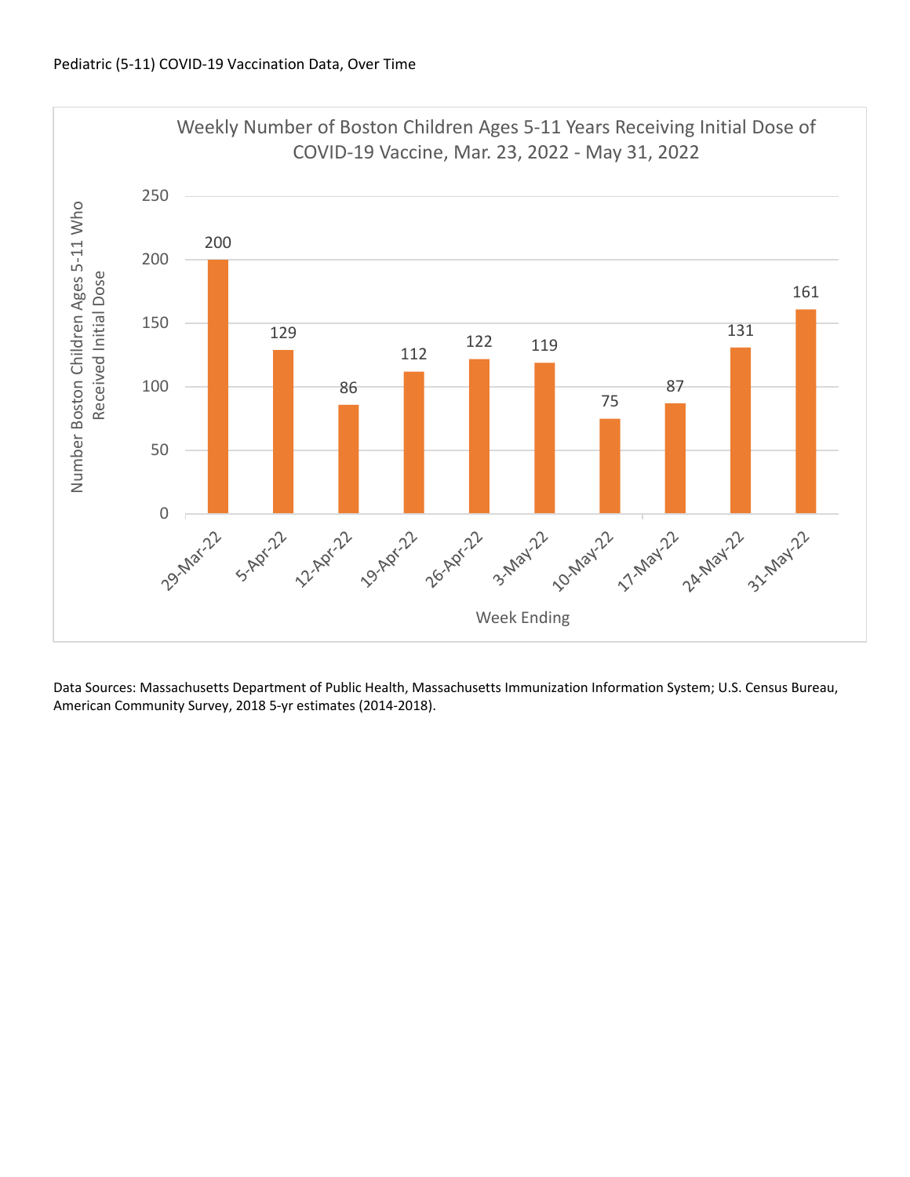Pediatric (5-11) COVID-19 Vaccination Data, Over Time

**Weekly Number of Boston Children Ages 5-11 Years Receiving Initial Dose of COVID-19 Vaccine, Mar. 23, 2022 - May 31, 2022**

| Week Ending | Number Boston Children Ages 5-11 Who Received Initial Dose |
|---|---|
| 29-Mar-22 | 200 |
| 5-Apr-22 | 129 |
| 12-Apr-22 | 86 |
| 19-Apr-22 | 112 |
| 26-Apr-22 | 122 |
| 3-May-22 | 119 |
| 10-May-22 | 75 |
| 17-May-22 | 87 |
| 24-May-22 | 131 |
| 31-May-22 | 161 |

Data Sources: Massachusetts Department of Public Health, Massachusetts Immunization Information System; U.S. Census Bureau, American Community Survey, 2018 5-yr estimates (2014-2018).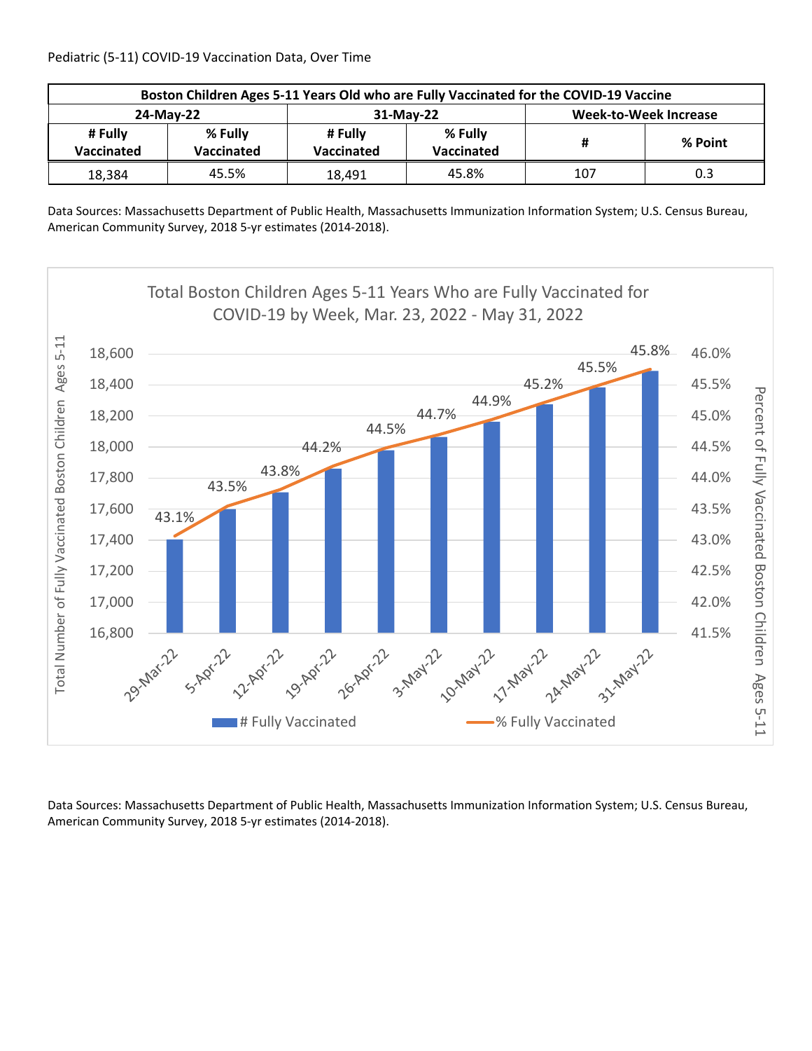Pediatric (5-11) COVID-19 Vaccination Data, Over Time

| Boston Children Ages 5-11 Years Old who are Fully Vaccinated for the COVID-19 Vaccine | | | | | |
|---|---|---|---|---|---|
| 24-May-22 | | 31-May-22 | | Week-to-Week Increase | |
| # Fully Vaccinated | % Fully Vaccinated | # Fully Vaccinated | % Fully Vaccinated | # | % Point |
| 18,384 | 45.5% | 18,491 | 45.8% | 107 | 0.3 |

Data Sources: Massachusetts Department of Public Health, Massachusetts Immunization Information System; U.S. Census Bureau, American Community Survey, 2018 5-yr estimates (2014-2018).

Total Boston Children Ages 5-11 Years Who are Fully Vaccinated for COVID-19 by Week, Mar. 23, 2022 - May 31, 2022

| Week | % Fully Vaccinated |
|---|---|
| 29-Mar-22 | 43.1% |
| 5-Apr-22 | 43.5% |
| 12-Apr-22 | 43.8% |
| 19-Apr-22 | 44.2% |
| 26-Apr-22 | 44.5% |
| 3-May-22 | 44.7% |
| 10-May-22 | 44.9% |
| 17-May-22 | 45.2% |
| 24-May-22 | 45.5% |
| 31-May-22 | 45.8% |

Data Sources: Massachusetts Department of Public Health, Massachusetts Immunization Information System; U.S. Census Bureau, American Community Survey, 2018 5-yr estimates (2014-2018).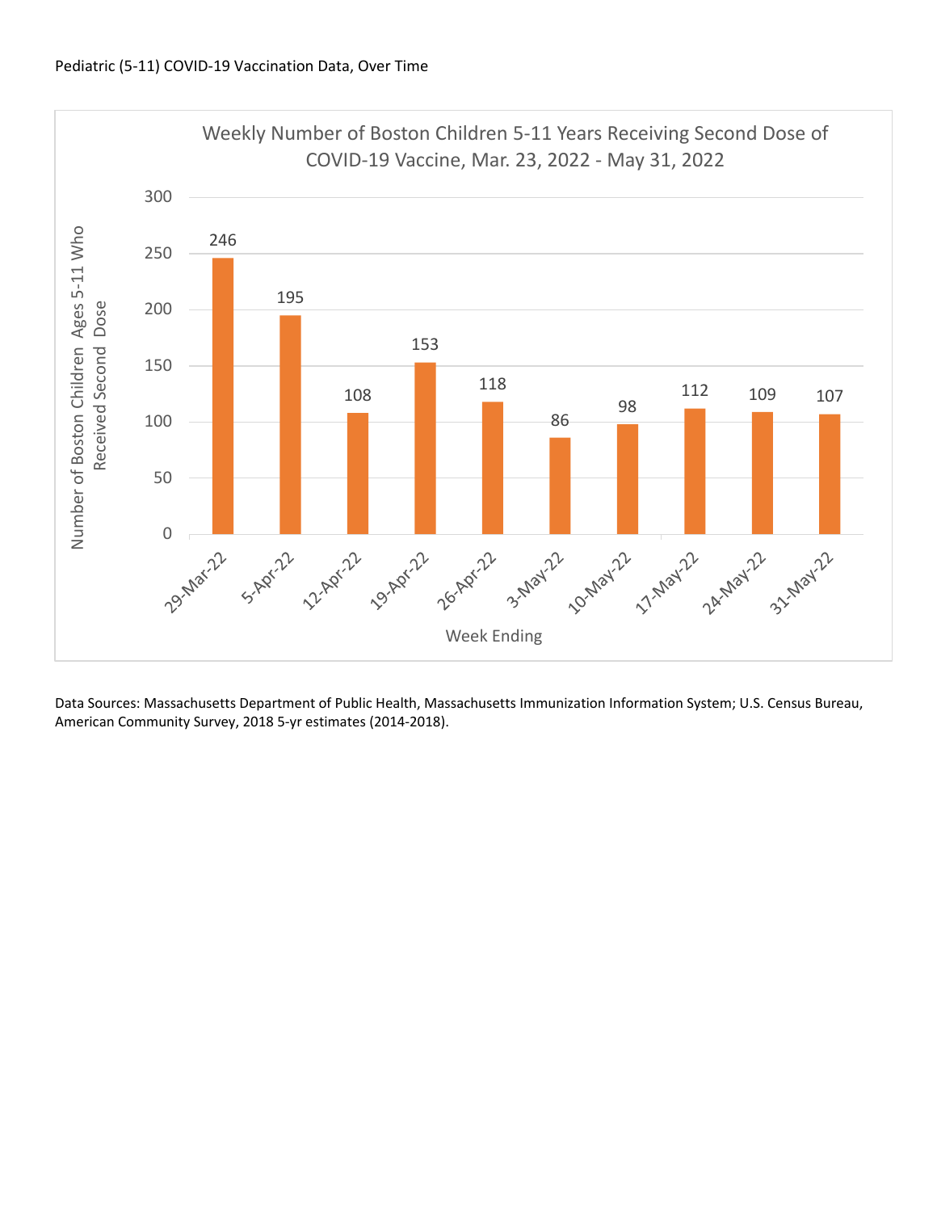Pediatric (5-11) COVID-19 Vaccination Data, Over Time

**Weekly Number of Boston Children 5-11 Years Receiving Second Dose of COVID-19 Vaccine, Mar. 23, 2022 - May 31, 2022**

| Week Ending | Number of Boston Children Ages 5-11 Who Received Second Dose |
| --- | --- |
| 29-Mar-22 | 246 |
| 5-Apr-22 | 195 |
| 12-Apr-22 | 108 |
| 19-Apr-22 | 153 |
| 26-Apr-22 | 118 |
| 3-May-22 | 86 |
| 10-May-22 | 98 |
| 17-May-22 | 112 |
| 24-May-22 | 109 |
| 31-May-22 | 107 |

Data Sources: Massachusetts Department of Public Health, Massachusetts Immunization Information System; U.S. Census Bureau, American Community Survey, 2018 5-yr estimates (2014-2018).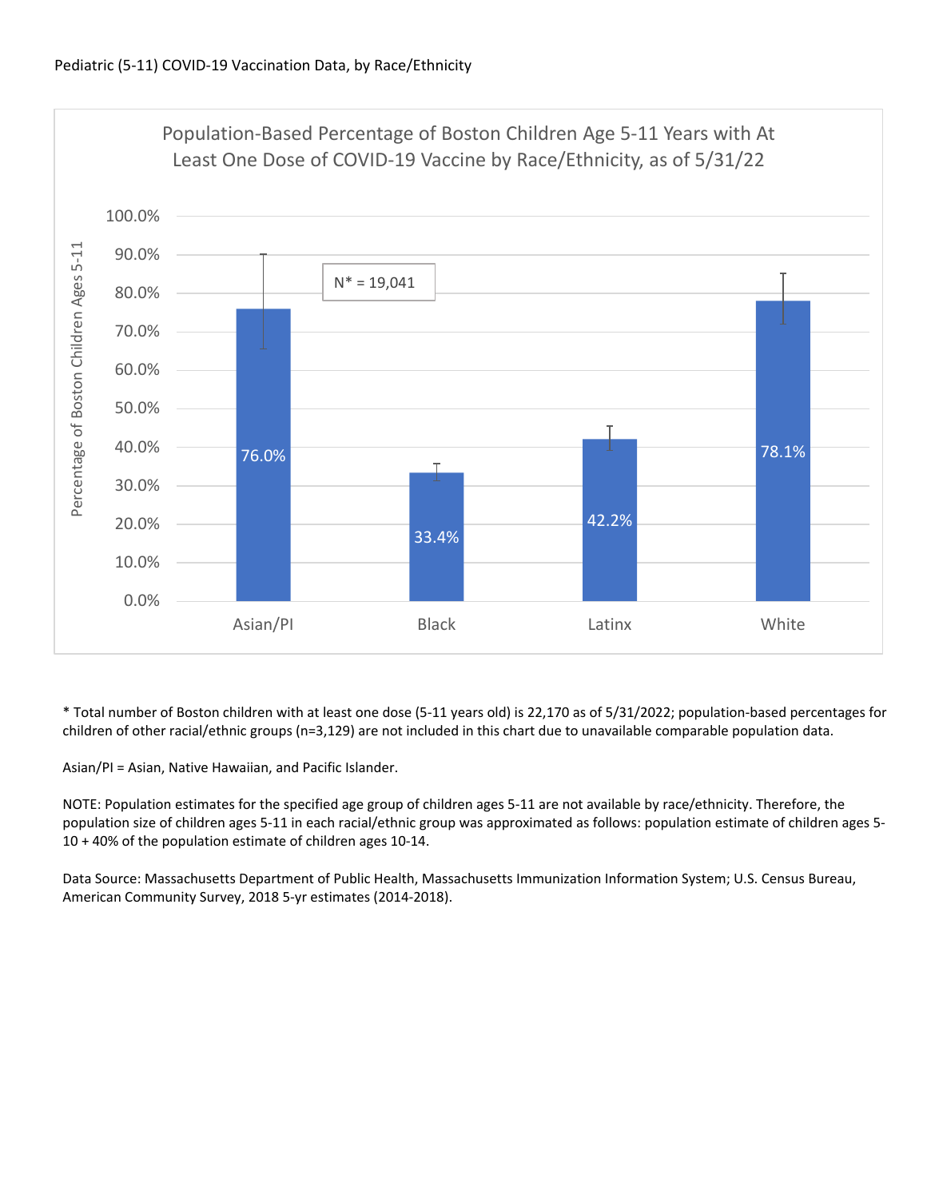Pediatric (5-11) COVID-19 Vaccination Data, by Race/Ethnicity

**Population-Based Percentage of Boston Children Age 5-11 Years with At Least One Dose of COVID-19 Vaccine by Race/Ethnicity, as of 5/31/22**

N* = 19,041

| Race/Ethnicity | Percentage of Boston Children Ages 5-11 |
|---|---|
| Asian/PI | 76.0% |
| Black | 33.4% |
| Latinx | 42.2% |
| White | 78.1% |

* Total number of Boston children with at least one dose (5-11 years old) is 22,170 as of 5/31/2022; population-based percentages for children of other racial/ethnic groups (n=3,129) are not included in this chart due to unavailable comparable population data.

Asian/PI = Asian, Native Hawaiian, and Pacific Islander.

NOTE: Population estimates for the specified age group of children ages 5-11 are not available by race/ethnicity. Therefore, the population size of children ages 5-11 in each racial/ethnic group was approximated as follows: population estimate of children ages 5-10 + 40% of the population estimate of children ages 10-14.

Data Source: Massachusetts Department of Public Health, Massachusetts Immunization Information System; U.S. Census Bureau, American Community Survey, 2018 5-yr estimates (2014-2018).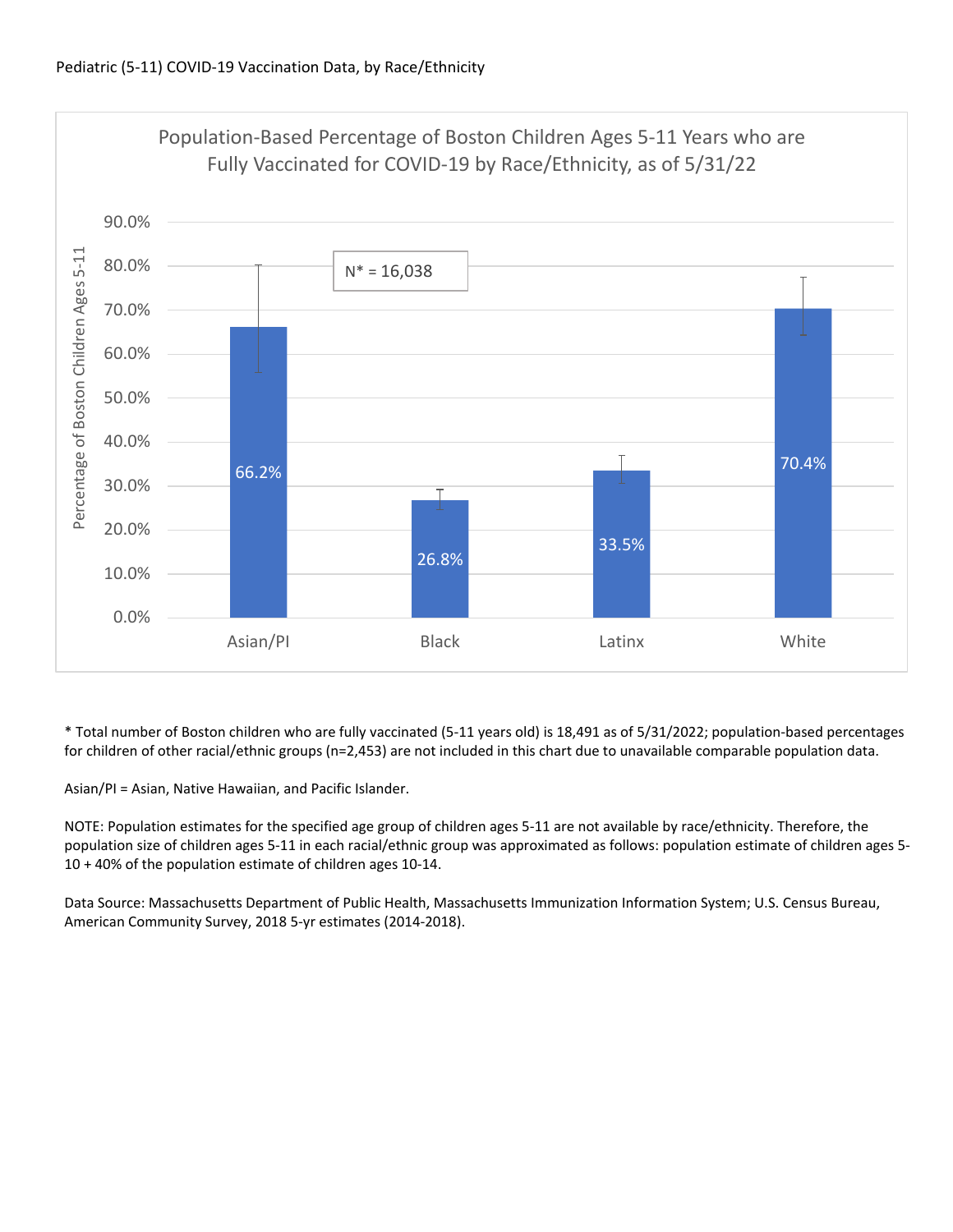Pediatric (5-11) COVID-19 Vaccination Data, by Race/Ethnicity

**Population-Based Percentage of Boston Children Ages 5-11 Years who are Fully Vaccinated for COVID-19 by Race/Ethnicity, as of 5/31/22**

N* = 16,038

| Race/Ethnicity | Percentage of Boston Children Ages 5-11 |
|---|---|
| Asian/PI | 66.2% |
| Black | 26.8% |
| Latinx | 33.5% |
| White | 70.4% |

\* Total number of Boston children who are fully vaccinated (5-11 years old) is 18,491 as of 5/31/2022; population-based percentages for children of other racial/ethnic groups (n=2,453) are not included in this chart due to unavailable comparable population data.

Asian/PI = Asian, Native Hawaiian, and Pacific Islander.

NOTE: Population estimates for the specified age group of children ages 5-11 are not available by race/ethnicity. Therefore, the population size of children ages 5-11 in each racial/ethnic group was approximated as follows: population estimate of children ages 5-10 + 40% of the population estimate of children ages 10-14.

Data Source: Massachusetts Department of Public Health, Massachusetts Immunization Information System; U.S. Census Bureau, American Community Survey, 2018 5-yr estimates (2014-2018).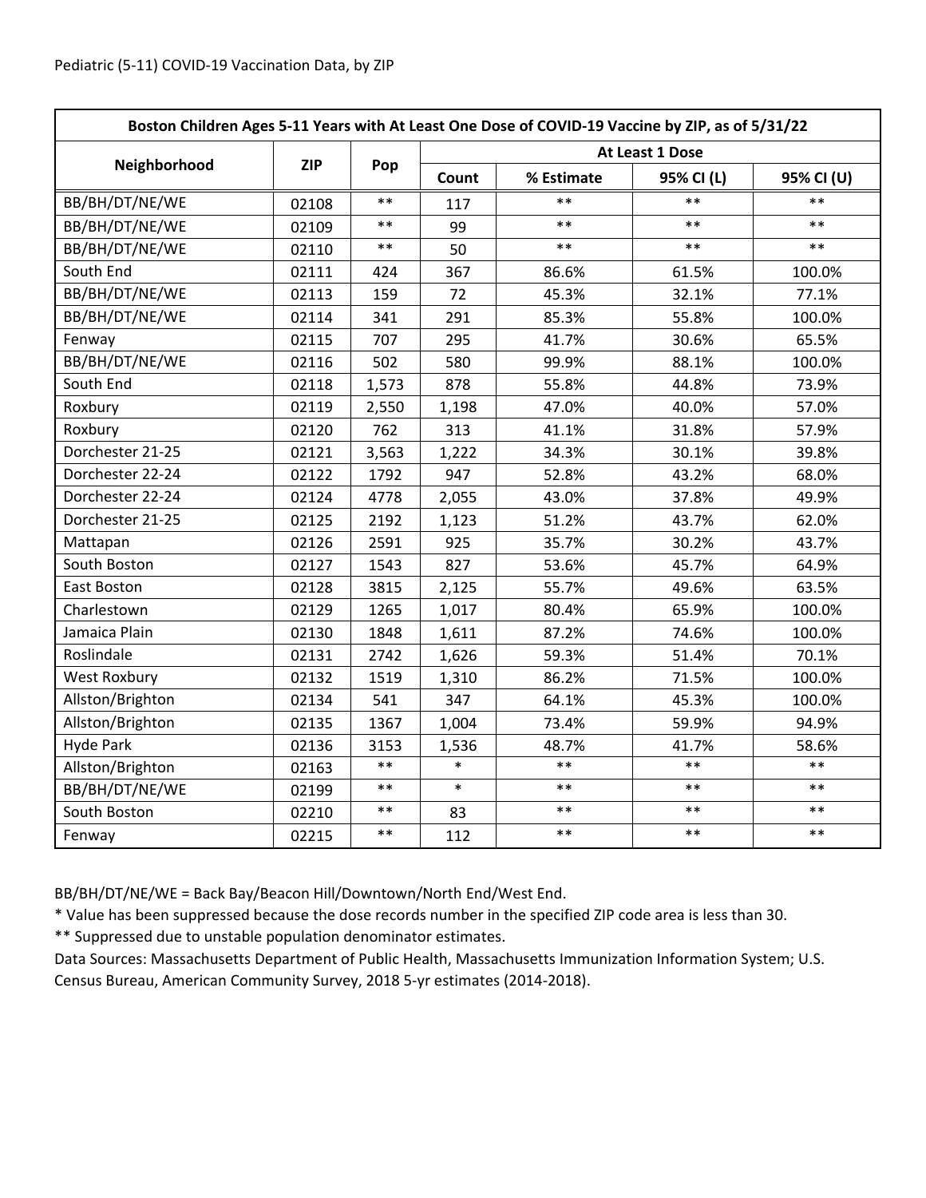Pediatric (5-11) COVID-19 Vaccination Data, by ZIP

| Boston Children Ages 5-11 Years with At Least One Dose of COVID-19 Vaccine by ZIP, as of 5/31/22 | | | | | | |
|---|---|---|---|---|---|---|
| Neighborhood | ZIP | Pop | At Least 1 Dose | | | |
| | | | Count | % Estimate | 95% CI (L) | 95% CI (U) |
| BB/BH/DT/NE/WE | 02108 | ** | 117 | ** | ** | ** |
| BB/BH/DT/NE/WE | 02109 | ** | 99 | ** | ** | ** |
| BB/BH/DT/NE/WE | 02110 | ** | 50 | ** | ** | ** |
| South End | 02111 | 424 | 367 | 86.6% | 61.5% | 100.0% |
| BB/BH/DT/NE/WE | 02113 | 159 | 72 | 45.3% | 32.1% | 77.1% |
| BB/BH/DT/NE/WE | 02114 | 341 | 291 | 85.3% | 55.8% | 100.0% |
| Fenway | 02115 | 707 | 295 | 41.7% | 30.6% | 65.5% |
| BB/BH/DT/NE/WE | 02116 | 502 | 580 | 99.9% | 88.1% | 100.0% |
| South End | 02118 | 1,573 | 878 | 55.8% | 44.8% | 73.9% |
| Roxbury | 02119 | 2,550 | 1,198 | 47.0% | 40.0% | 57.0% |
| Roxbury | 02120 | 762 | 313 | 41.1% | 31.8% | 57.9% |
| Dorchester 21-25 | 02121 | 3,563 | 1,222 | 34.3% | 30.1% | 39.8% |
| Dorchester 22-24 | 02122 | 1792 | 947 | 52.8% | 43.2% | 68.0% |
| Dorchester 22-24 | 02124 | 4778 | 2,055 | 43.0% | 37.8% | 49.9% |
| Dorchester 21-25 | 02125 | 2192 | 1,123 | 51.2% | 43.7% | 62.0% |
| Mattapan | 02126 | 2591 | 925 | 35.7% | 30.2% | 43.7% |
| South Boston | 02127 | 1543 | 827 | 53.6% | 45.7% | 64.9% |
| East Boston | 02128 | 3815 | 2,125 | 55.7% | 49.6% | 63.5% |
| Charlestown | 02129 | 1265 | 1,017 | 80.4% | 65.9% | 100.0% |
| Jamaica Plain | 02130 | 1848 | 1,611 | 87.2% | 74.6% | 100.0% |
| Roslindale | 02131 | 2742 | 1,626 | 59.3% | 51.4% | 70.1% |
| West Roxbury | 02132 | 1519 | 1,310 | 86.2% | 71.5% | 100.0% |
| Allston/Brighton | 02134 | 541 | 347 | 64.1% | 45.3% | 100.0% |
| Allston/Brighton | 02135 | 1367 | 1,004 | 73.4% | 59.9% | 94.9% |
| Hyde Park | 02136 | 3153 | 1,536 | 48.7% | 41.7% | 58.6% |
| Allston/Brighton | 02163 | ** | * | ** | ** | ** |
| BB/BH/DT/NE/WE | 02199 | ** | * | ** | ** | ** |
| South Boston | 02210 | ** | 83 | ** | ** | ** |
| Fenway | 02215 | ** | 112 | ** | ** | ** |

BB/BH/DT/NE/WE = Back Bay/Beacon Hill/Downtown/North End/West End.

* Value has been suppressed because the dose records number in the specified ZIP code area is less than 30.

** Suppressed due to unstable population denominator estimates.

Data Sources: Massachusetts Department of Public Health, Massachusetts Immunization Information System; U.S. Census Bureau, American Community Survey, 2018 5-yr estimates (2014-2018).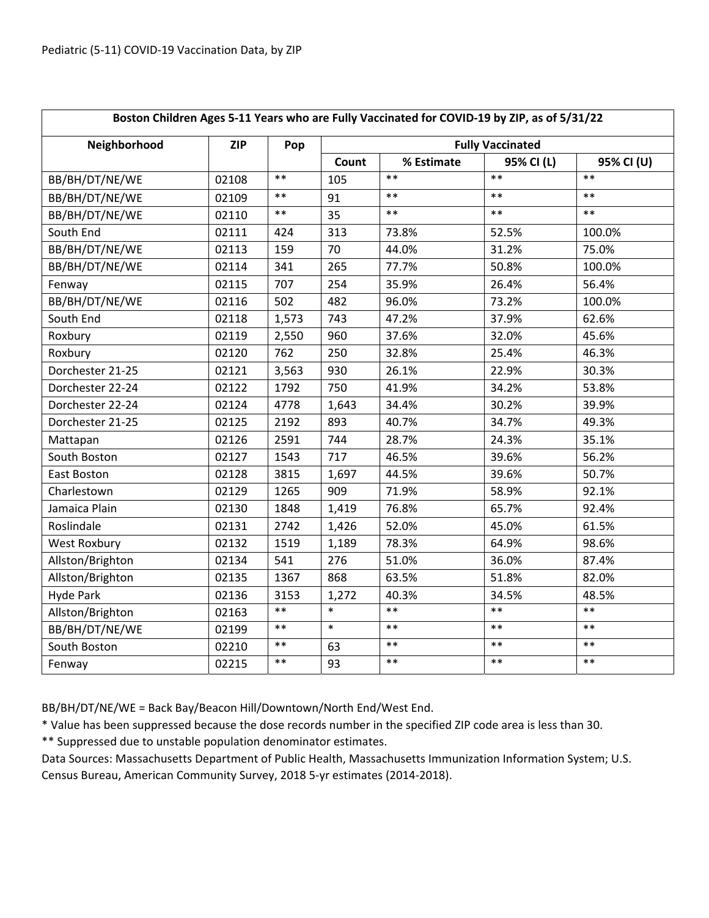Pediatric (5-11) COVID-19 Vaccination Data, by ZIP

| Boston Children Ages 5-11 Years who are Fully Vaccinated for COVID-19 by ZIP, as of 5/31/22 | | | | | | |
|---|---|---|---|---|---|---|
| Neighborhood | ZIP | Pop | Fully Vaccinated | | | |
| | | | Count | % Estimate | 95% CI (L) | 95% CI (U) |
| BB/BH/DT/NE/WE | 02108 | ** | 105 | ** | ** | ** |
| BB/BH/DT/NE/WE | 02109 | ** | 91 | ** | ** | ** |
| BB/BH/DT/NE/WE | 02110 | ** | 35 | ** | ** | ** |
| South End | 02111 | 424 | 313 | 73.8% | 52.5% | 100.0% |
| BB/BH/DT/NE/WE | 02113 | 159 | 70 | 44.0% | 31.2% | 75.0% |
| BB/BH/DT/NE/WE | 02114 | 341 | 265 | 77.7% | 50.8% | 100.0% |
| Fenway | 02115 | 707 | 254 | 35.9% | 26.4% | 56.4% |
| BB/BH/DT/NE/WE | 02116 | 502 | 482 | 96.0% | 73.2% | 100.0% |
| South End | 02118 | 1,573 | 743 | 47.2% | 37.9% | 62.6% |
| Roxbury | 02119 | 2,550 | 960 | 37.6% | 32.0% | 45.6% |
| Roxbury | 02120 | 762 | 250 | 32.8% | 25.4% | 46.3% |
| Dorchester 21-25 | 02121 | 3,563 | 930 | 26.1% | 22.9% | 30.3% |
| Dorchester 22-24 | 02122 | 1792 | 750 | 41.9% | 34.2% | 53.8% |
| Dorchester 22-24 | 02124 | 4778 | 1,643 | 34.4% | 30.2% | 39.9% |
| Dorchester 21-25 | 02125 | 2192 | 893 | 40.7% | 34.7% | 49.3% |
| Mattapan | 02126 | 2591 | 744 | 28.7% | 24.3% | 35.1% |
| South Boston | 02127 | 1543 | 717 | 46.5% | 39.6% | 56.2% |
| East Boston | 02128 | 3815 | 1,697 | 44.5% | 39.6% | 50.7% |
| Charlestown | 02129 | 1265 | 909 | 71.9% | 58.9% | 92.1% |
| Jamaica Plain | 02130 | 1848 | 1,419 | 76.8% | 65.7% | 92.4% |
| Roslindale | 02131 | 2742 | 1,426 | 52.0% | 45.0% | 61.5% |
| West Roxbury | 02132 | 1519 | 1,189 | 78.3% | 64.9% | 98.6% |
| Allston/Brighton | 02134 | 541 | 276 | 51.0% | 36.0% | 87.4% |
| Allston/Brighton | 02135 | 1367 | 868 | 63.5% | 51.8% | 82.0% |
| Hyde Park | 02136 | 3153 | 1,272 | 40.3% | 34.5% | 48.5% |
| Allston/Brighton | 02163 | ** | * | ** | ** | ** |
| BB/BH/DT/NE/WE | 02199 | ** | * | ** | ** | ** |
| South Boston | 02210 | ** | 63 | ** | ** | ** |
| Fenway | 02215 | ** | 93 | ** | ** | ** |

BB/BH/DT/NE/WE = Back Bay/Beacon Hill/Downtown/North End/West End.

* Value has been suppressed because the dose records number in the specified ZIP code area is less than 30.

** Suppressed due to unstable population denominator estimates.

Data Sources: Massachusetts Department of Public Health, Massachusetts Immunization Information System; U.S. Census Bureau, American Community Survey, 2018 5-yr estimates (2014-2018).